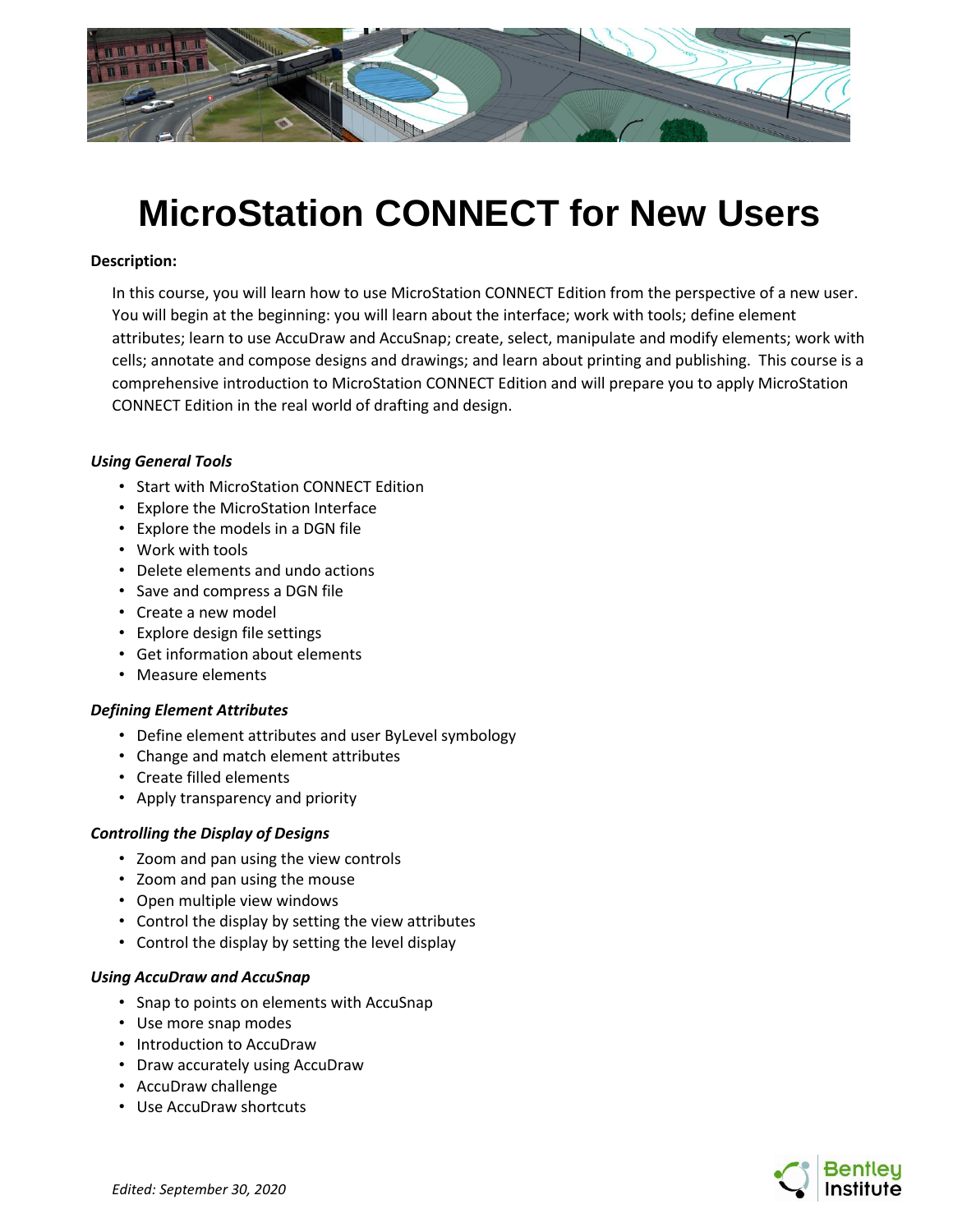# MicroStation CONNECT for New Users

**Description:**

In this course, you will learn how to use MicroStation CONNECT Edition from the perspective of a new user. You will begin at the beginning: you will learn about the interface; work with tools; define element attributes; learn to use AccuDraw and AccuSnap; create, select, manipulate and modify elements; work with cells; annotate and compose designs and drawings; and learn about printing and publishing. This course is a comprehensive introduction to MicroStation CONNECT Edition and will prepare you to apply MicroStation CONNECT Edition in the real world of drafting and design.

***Using General Tools***

- Start with MicroStation CONNECT Edition
- Explore the MicroStation Interface
- Explore the models in a DGN file
- Work with tools
- Delete elements and undo actions
- Save and compress a DGN file
- Create a new model
- Explore design file settings
- Get information about elements
- Measure elements

***Defining Element Attributes***

- Define element attributes and user ByLevel symbology
- Change and match element attributes
- Create filled elements
- Apply transparency and priority

***Controlling the Display of Designs***

- Zoom and pan using the view controls
- Zoom and pan using the mouse
- Open multiple view windows
- Control the display by setting the view attributes
- Control the display by setting the level display

***Using AccuDraw and AccuSnap***

- Snap to points on elements with AccuSnap
- Use more snap modes
- Introduction to AccuDraw
- Draw accurately using AccuDraw
- AccuDraw challenge
- Use AccuDraw shortcuts

*Edited: September 30, 2020*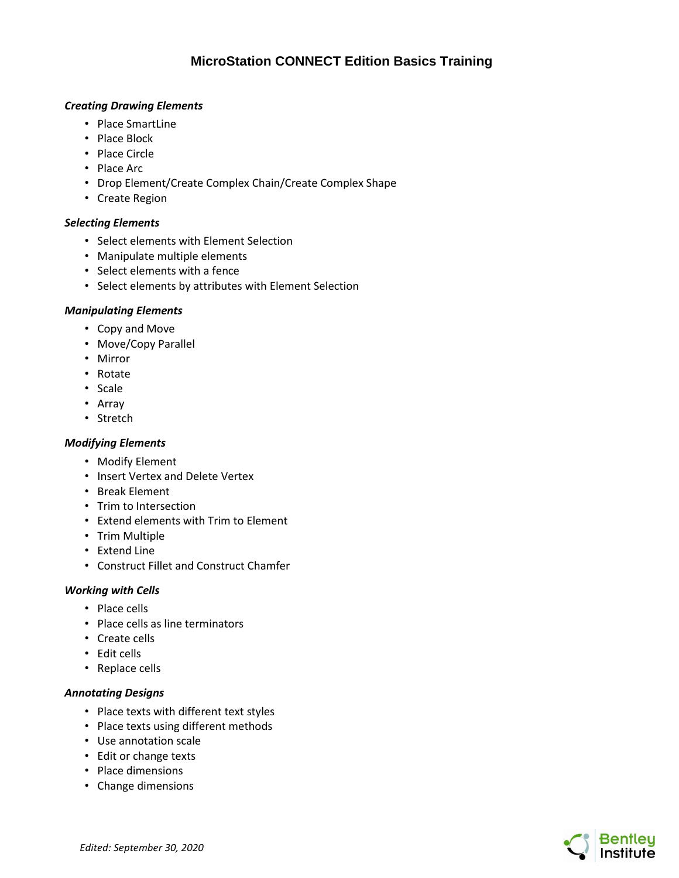# MicroStation CONNECT Edition Basics Training

### *Creating Drawing Elements*

- Place SmartLine
- Place Block
- Place Circle
- Place Arc
- Drop Element/Create Complex Chain/Create Complex Shape
- Create Region

### *Selecting Elements*

- Select elements with Element Selection
- Manipulate multiple elements
- Select elements with a fence
- Select elements by attributes with Element Selection

### *Manipulating Elements*

- Copy and Move
- Move/Copy Parallel
- Mirror
- Rotate
- Scale
- Array
- Stretch

### *Modifying Elements*

- Modify Element
- Insert Vertex and Delete Vertex
- Break Element
- Trim to Intersection
- Extend elements with Trim to Element
- Trim Multiple
- Extend Line
- Construct Fillet and Construct Chamfer

### *Working with Cells*

- Place cells
- Place cells as line terminators
- Create cells
- Edit cells
- Replace cells

### *Annotating Designs*

- Place texts with different text styles
- Place texts using different methods
- Use annotation scale
- Edit or change texts
- Place dimensions
- Change dimensions

*Edited: September 30, 2020*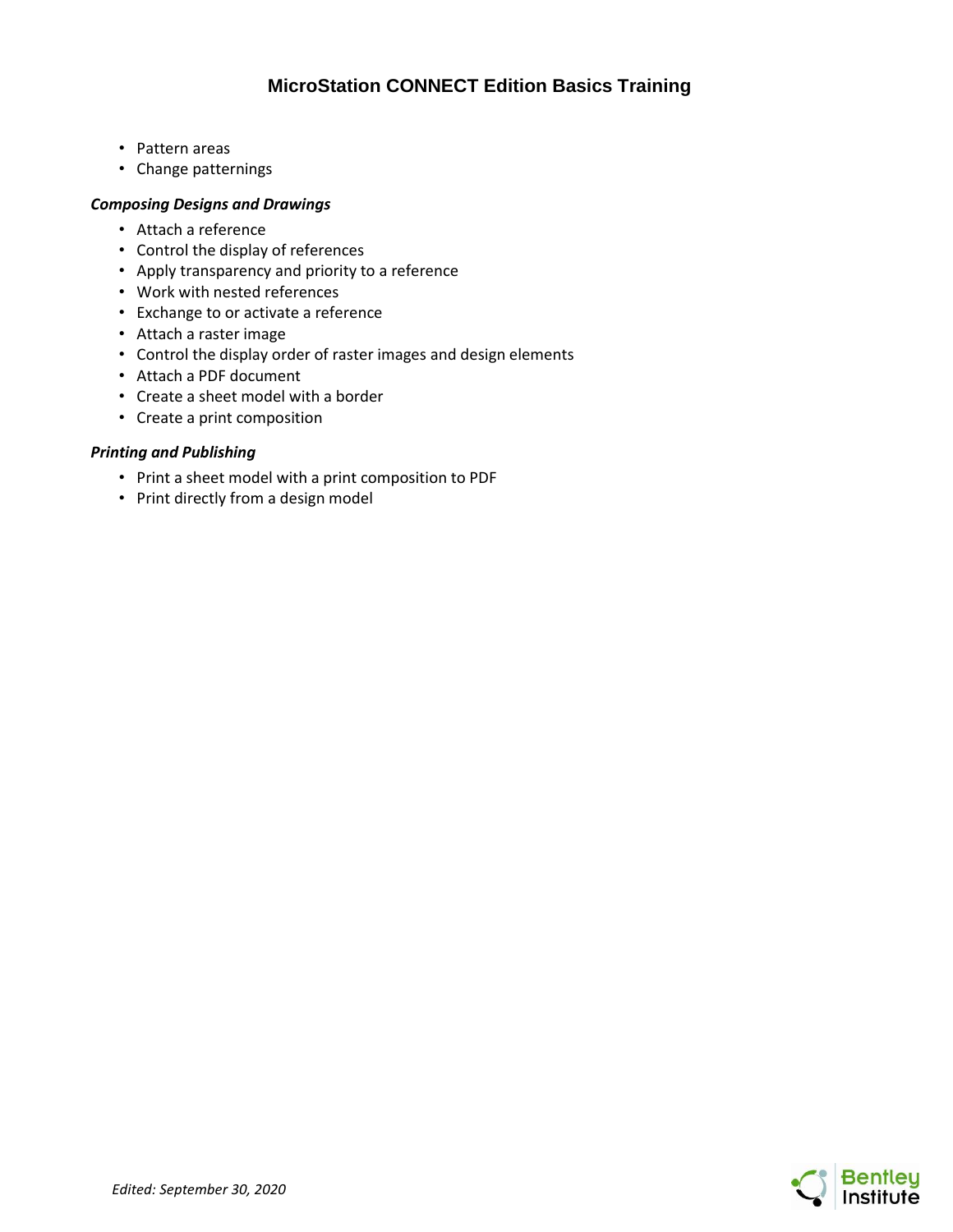- Pattern areas
- Change patternings

***Composing Designs and Drawings***

- Attach a reference
- Control the display of references
- Apply transparency and priority to a reference
- Work with nested references
- Exchange to or activate a reference
- Attach a raster image
- Control the display order of raster images and design elements
- Attach a PDF document
- Create a sheet model with a border
- Create a print composition

***Printing and Publishing***

- Print a sheet model with a print composition to PDF
- Print directly from a design model